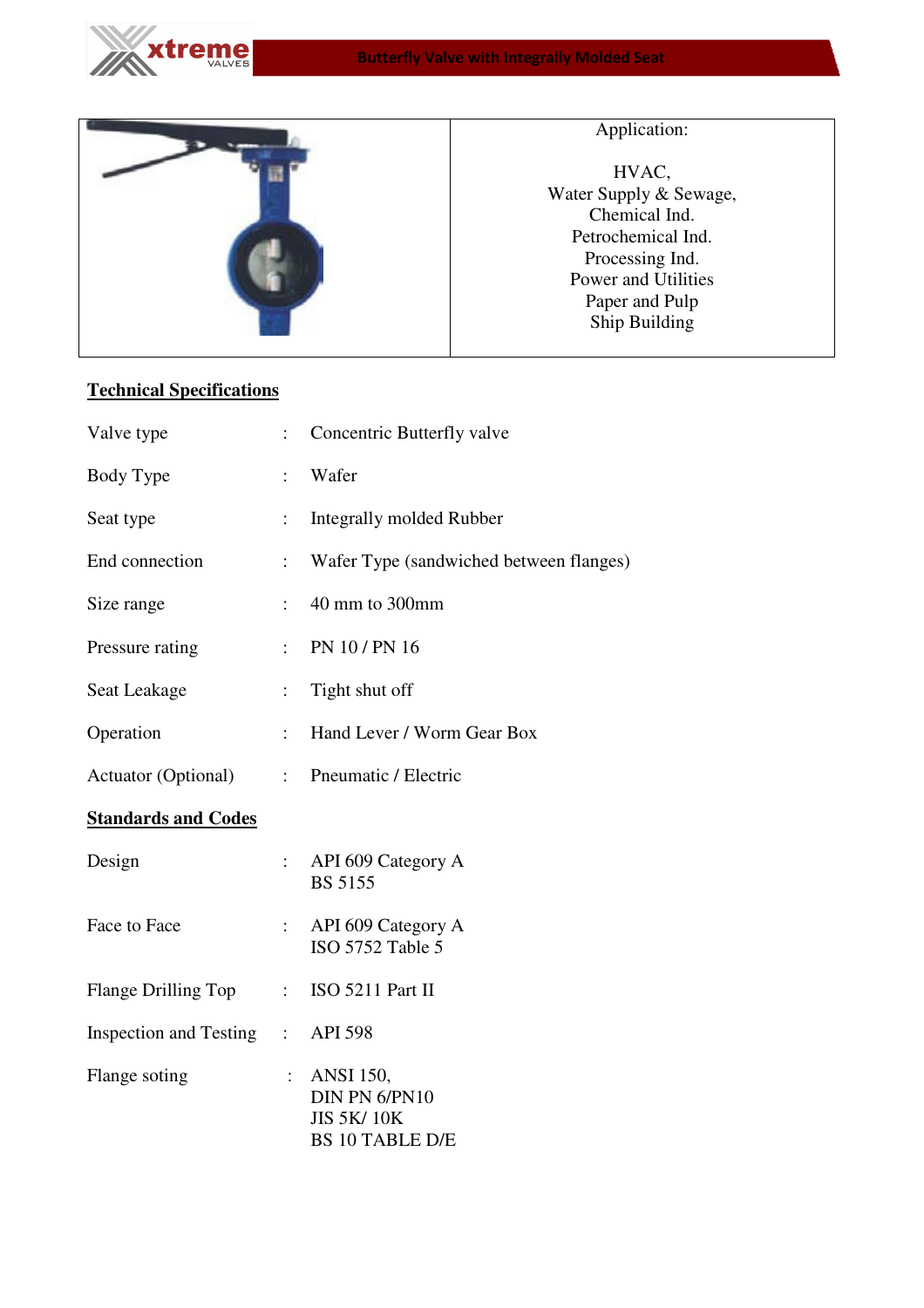# Butterfly Valve with Integrally Molded Seat

| | Application: |
|---|---|
| | HVAC,<br>Water Supply & Sewage,<br>Chemical Ind.<br>Petrochemical Ind.<br>Processing Ind.<br>Power and Utilities<br>Paper and Pulp<br>Ship Building |

## Technical Specifications

| | | |
|---|---|---|
| Valve type | : | Concentric Butterfly valve |
| Body Type | : | Wafer |
| Seat type | : | Integrally molded Rubber |
| End connection | : | Wafer Type (sandwiched between flanges) |
| Size range | : | 40 mm to 300mm |
| Pressure rating | : | PN 10 / PN 16 |
| Seat Leakage | : | Tight shut off |
| Operation | : | Hand Lever / Worm Gear Box |
| Actuator (Optional) | : | Pneumatic / Electric |

## Standards and Codes

| | | |
|---|---|---|
| Design | : | API 609 Category A<br>BS 5155 |
| Face to Face | : | API 609 Category A<br>ISO 5752 Table 5 |
| Flange Drilling Top | : | ISO 5211 Part II |
| Inspection and Testing | : | API 598 |
| Flange soting | : | ANSI 150,<br>DIN PN 6/PN10<br>JIS 5K/ 10K<br>BS 10 TABLE D/E |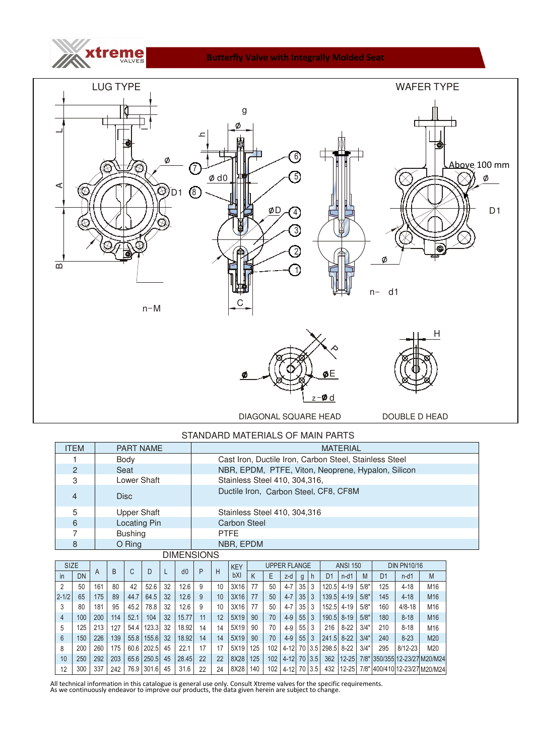# Butterfly Valve with Integrally Molded Seat

LUG TYPE

WAFER TYPE

Above 100 mm

DIAGONAL SQUARE HEAD

DOUBLE D HEAD

## STANDARD MATERIALS OF MAIN PARTS

| ITEM | PART NAME | MATERIAL |
|---|---|---|
| 1 | Body | Cast Iron, Ductile Iron, Carbon Steel, Stainless Steel |
| 2 | Seat | NBR, EPDM, PTFE, Viton, Neoprene, Hypalon, Silicon |
| 3 | Lower Shaft | Stainless Steel 410, 304,316, |
| 4 | Disc | Ductile Iron, Carbon Steel, CF8, CF8M |
| 5 | Upper Shaft | Stainless Steel 410, 304,316 |
| 6 | Locating Pin | Carbon Steel |
| 7 | Bushing | PTFE |
| 8 | O Ring | NBR, EPDM |

## DIMENSIONS

| SIZE | | A | B | C | D | L | d0 | P | H | KEY | UPPER FLANGE | | | | | ANSI 150 | | | DIN PN10/16 | | |
|---|---|---|---|---|---|---|---|---|---|---|---|---|---|---|---|---|---|---|---|---|---|
| in | DN | | | | | | | | | bXl | K | E | z-d | g | h | D1 | n-d1 | M | D1 | n-d1 | M |
| 2 | 50 | 161 | 80 | 42 | 52.6 | 32 | 12.6 | 9 | 10 | 3X16 | 77 | 50 | 4-7 | 35 | 3 | 120.5 | 4-19 | 5/8" | 125 | 4-18 | M16 |
| 2-1/2 | 65 | 175 | 89 | 44.7 | 64.5 | 32 | 12.6 | 9 | 10 | 3X16 | 77 | 50 | 4-7 | 35 | 3 | 139.5 | 4-19 | 5/8" | 145 | 4-18 | M16 |
| 3 | 80 | 181 | 95 | 45.2 | 78.8 | 32 | 12.6 | 9 | 10 | 3X16 | 77 | 50 | 4-7 | 35 | 3 | 152.5 | 4-19 | 5/8" | 160 | 4/8-18 | M16 |
| 4 | 100 | 200 | 114 | 52.1 | 104 | 32 | 15.77 | 11 | 12 | 5X19 | 90 | 70 | 4-9 | 55 | 3 | 190.5 | 8-19 | 5/8" | 180 | 8-18 | M16 |
| 5 | 125 | 213 | 127 | 54.4 | 123.3 | 32 | 18.92 | 14 | 14 | 5X19 | 90 | 70 | 4-9 | 55 | 3 | 216 | 8-22 | 3/4" | 210 | 8-18 | M16 |
| 6 | 150 | 226 | 139 | 55.8 | 155.6 | 32 | 18.92 | 14 | 14 | 5X19 | 90 | 70 | 4-9 | 55 | 3 | 241.5 | 8-22 | 3/4" | 240 | 8-23 | M20 |
| 8 | 200 | 260 | 175 | 60.6 | 202.5 | 45 | 22.1 | 17 | 17 | 5X19 | 125 | 102 | 4-12 | 70 | 3.5 | 298.5 | 8-22 | 3/4" | 295 | 8/12-23 | M20 |
| 10 | 250 | 292 | 203 | 65.6 | 250.5 | 45 | 28.45 | 22 | 22 | 8X28 | 125 | 102 | 4-12 | 70 | 3.5 | 362 | 12-25 | 7/8" | 350/355 | 12-23/27 | M20/M24 |
| 12 | 300 | 337 | 242 | 76.9 | 301.6 | 45 | 31.6 | 22 | 24 | 8X28 | 140 | 102 | 4-12 | 70 | 3.5 | 432 | 12-25 | 7/8" | 400/410 | 12-23/27 | M20/M24 |

All technical information in this catalogue is general use only. Consult Xtreme valves for the specific requirements.
As we continuously endeavor to improve our products, the data given herein are subject to change.